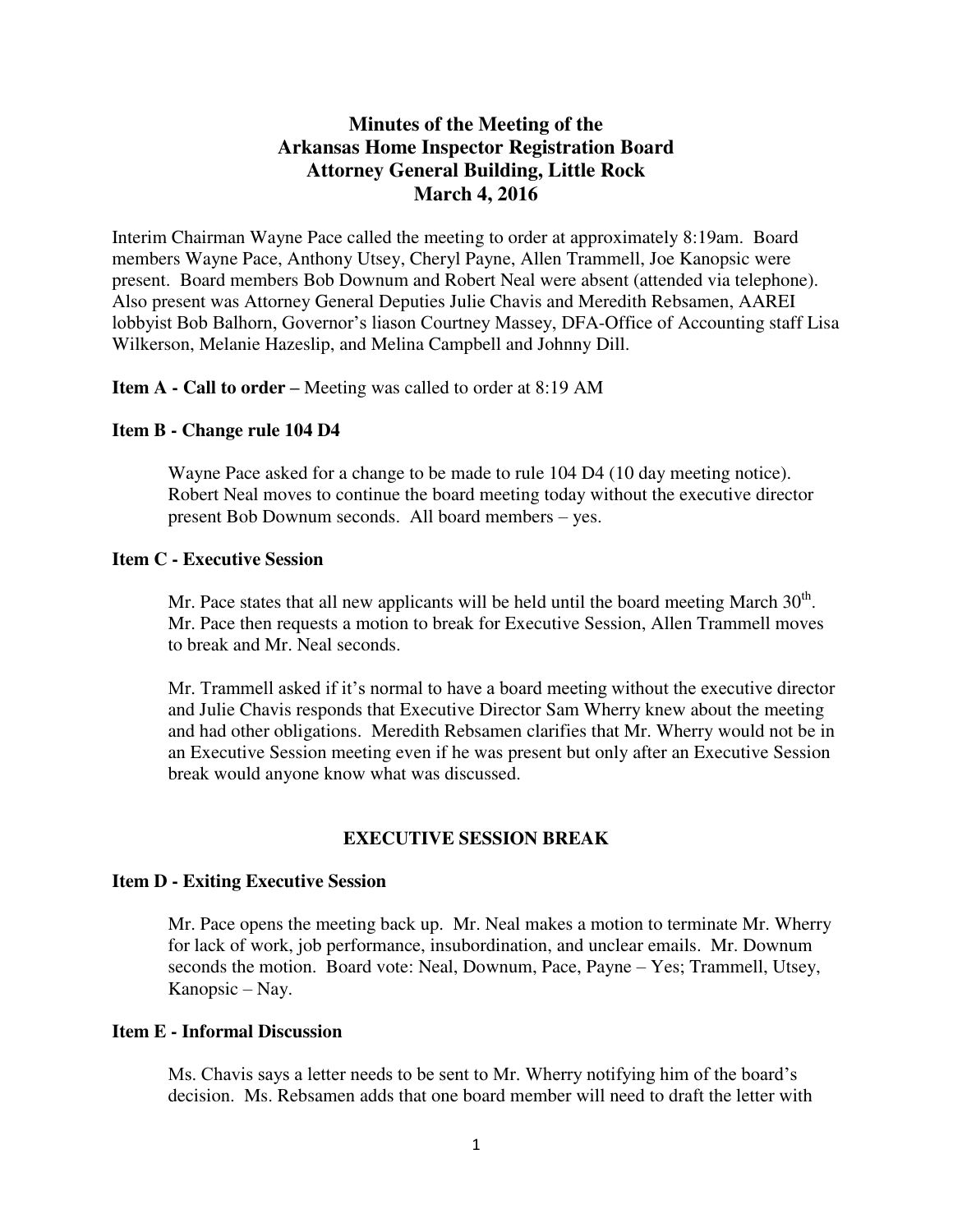# Minutes of the Meeting of the Arkansas Home Inspector Registration Board Attorney General Building, Little Rock March 4, 2016

Interim Chairman Wayne Pace called the meeting to order at approximately 8:19am. Board members Wayne Pace, Anthony Utsey, Cheryl Payne, Allen Trammell, Joe Kanopsic were present. Board members Bob Downum and Robert Neal were absent (attended via telephone). Also present was Attorney General Deputies Julie Chavis and Meredith Rebsamen, AAREI lobbyist Bob Balhorn, Governor's liason Courtney Massey, DFA-Office of Accounting staff Lisa Wilkerson, Melanie Hazeslip, and Melina Campbell and Johnny Dill.

**Item A - Call to order –** Meeting was called to order at 8:19 AM

**Item B - Change rule 104 D4**

Wayne Pace asked for a change to be made to rule 104 D4 (10 day meeting notice). Robert Neal moves to continue the board meeting today without the executive director present Bob Downum seconds. All board members – yes.

**Item C - Executive Session**

Mr. Pace states that all new applicants will be held until the board meeting March 30th. Mr. Pace then requests a motion to break for Executive Session, Allen Trammell moves to break and Mr. Neal seconds.

Mr. Trammell asked if it's normal to have a board meeting without the executive director and Julie Chavis responds that Executive Director Sam Wherry knew about the meeting and had other obligations. Meredith Rebsamen clarifies that Mr. Wherry would not be in an Executive Session meeting even if he was present but only after an Executive Session break would anyone know what was discussed.

**EXECUTIVE SESSION BREAK**

**Item D - Exiting Executive Session**

Mr. Pace opens the meeting back up. Mr. Neal makes a motion to terminate Mr. Wherry for lack of work, job performance, insubordination, and unclear emails. Mr. Downum seconds the motion. Board vote: Neal, Downum, Pace, Payne – Yes; Trammell, Utsey, Kanopsic – Nay.

**Item E - Informal Discussion**

Ms. Chavis says a letter needs to be sent to Mr. Wherry notifying him of the board's decision. Ms. Rebsamen adds that one board member will need to draft the letter with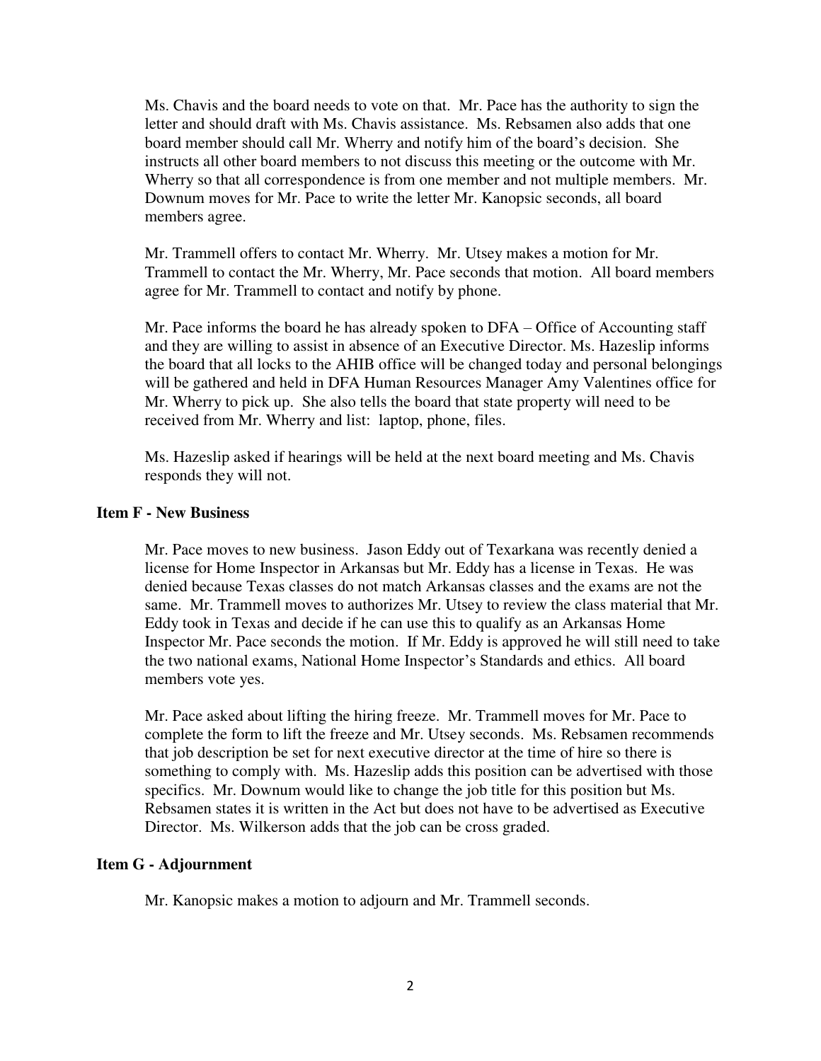Ms. Chavis and the board needs to vote on that. Mr. Pace has the authority to sign the letter and should draft with Ms. Chavis assistance. Ms. Rebsamen also adds that one board member should call Mr. Wherry and notify him of the board's decision. She instructs all other board members to not discuss this meeting or the outcome with Mr. Wherry so that all correspondence is from one member and not multiple members. Mr. Downum moves for Mr. Pace to write the letter Mr. Kanopsic seconds, all board members agree.

Mr. Trammell offers to contact Mr. Wherry. Mr. Utsey makes a motion for Mr. Trammell to contact the Mr. Wherry, Mr. Pace seconds that motion. All board members agree for Mr. Trammell to contact and notify by phone.

Mr. Pace informs the board he has already spoken to DFA – Office of Accounting staff and they are willing to assist in absence of an Executive Director. Ms. Hazeslip informs the board that all locks to the AHIB office will be changed today and personal belongings will be gathered and held in DFA Human Resources Manager Amy Valentines office for Mr. Wherry to pick up. She also tells the board that state property will need to be received from Mr. Wherry and list: laptop, phone, files.

Ms. Hazeslip asked if hearings will be held at the next board meeting and Ms. Chavis responds they will not.

### Item F - New Business

Mr. Pace moves to new business. Jason Eddy out of Texarkana was recently denied a license for Home Inspector in Arkansas but Mr. Eddy has a license in Texas. He was denied because Texas classes do not match Arkansas classes and the exams are not the same. Mr. Trammell moves to authorizes Mr. Utsey to review the class material that Mr. Eddy took in Texas and decide if he can use this to qualify as an Arkansas Home Inspector Mr. Pace seconds the motion. If Mr. Eddy is approved he will still need to take the two national exams, National Home Inspector's Standards and ethics. All board members vote yes.

Mr. Pace asked about lifting the hiring freeze. Mr. Trammell moves for Mr. Pace to complete the form to lift the freeze and Mr. Utsey seconds. Ms. Rebsamen recommends that job description be set for next executive director at the time of hire so there is something to comply with. Ms. Hazeslip adds this position can be advertised with those specifics. Mr. Downum would like to change the job title for this position but Ms. Rebsamen states it is written in the Act but does not have to be advertised as Executive Director. Ms. Wilkerson adds that the job can be cross graded.

### Item G - Adjournment

Mr. Kanopsic makes a motion to adjourn and Mr. Trammell seconds.